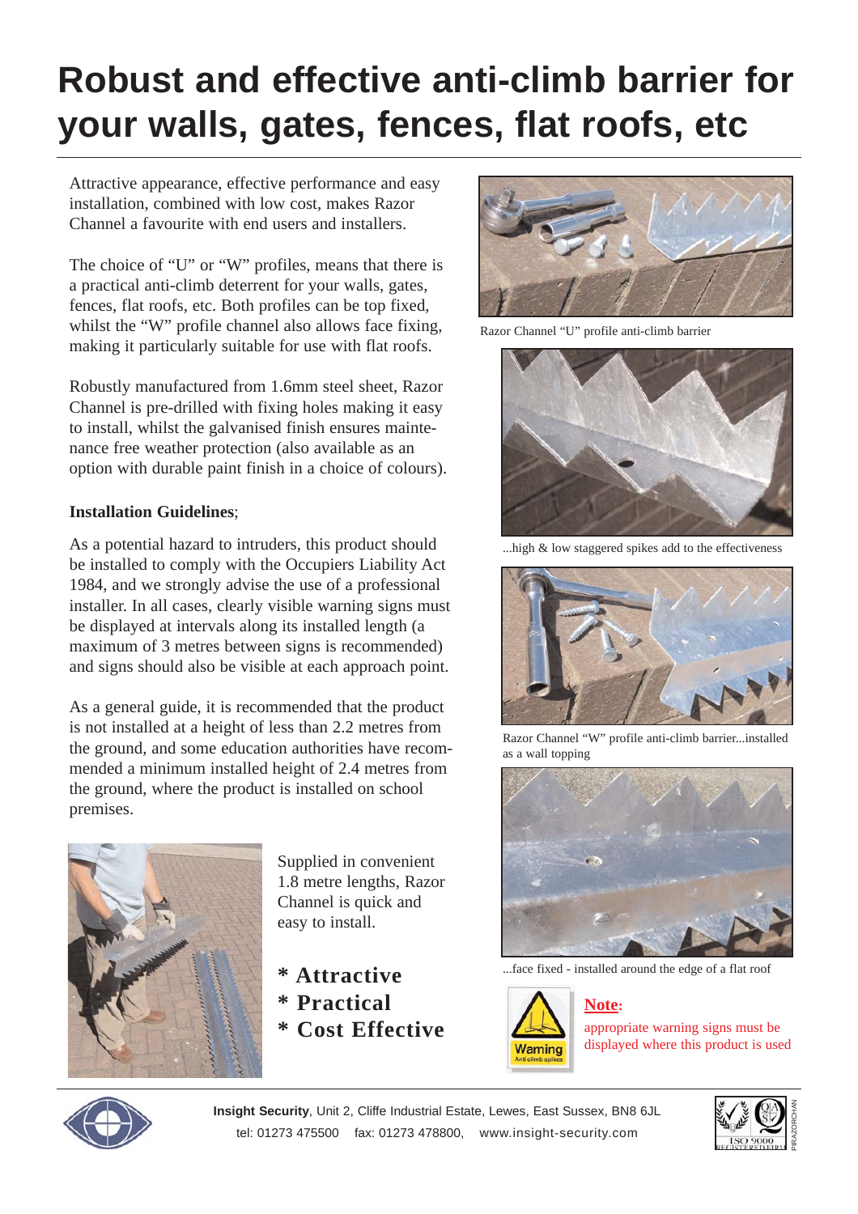# Robust and effective anti-climb barrier for your walls, gates, fences, flat roofs, etc

Attractive appearance, effective performance and easy installation, combined with low cost, makes Razor Channel a favourite with end users and installers.

The choice of "U" or "W" profiles, means that there is a practical anti-climb deterrent for your walls, gates, fences, flat roofs, etc. Both profiles can be top fixed, whilst the "W" profile channel also allows face fixing, making it particularly suitable for use with flat roofs.

Robustly manufactured from 1.6mm steel sheet, Razor Channel is pre-drilled with fixing holes making it easy to install, whilst the galvanised finish ensures maintenance free weather protection (also available as an option with durable paint finish in a choice of colours).

**Installation Guidelines**;

As a potential hazard to intruders, this product should be installed to comply with the Occupiers Liability Act 1984, and we strongly advise the use of a professional installer. In all cases, clearly visible warning signs must be displayed at intervals along its installed length (a maximum of 3 metres between signs is recommended) and signs should also be visible at each approach point.

As a general guide, it is recommended that the product is not installed at a height of less than 2.2 metres from the ground, and some education authorities have recommended a minimum installed height of 2.4 metres from the ground, where the product is installed on school premises.

Supplied in convenient 1.8 metre lengths, Razor Channel is quick and easy to install.

**\* Attractive**
**\* Practical**
**\* Cost Effective**

Razor Channel "U" profile anti-climb barrier

...high & low staggered spikes add to the effectiveness

Razor Channel "W" profile anti-climb barrier...installed as a wall topping

...face fixed - installed around the edge of a flat roof

Warning
Anti climb spikes

**Note**:
appropriate warning signs must be displayed where this product is used

**Insight Security**, Unit 2, Cliffe Industrial Estate, Lewes, East Sussex, BN8 6JL
tel: 01273 475500 fax: 01273 478800, www.insight-security.com

ISO 9000 REGISTERED FIRM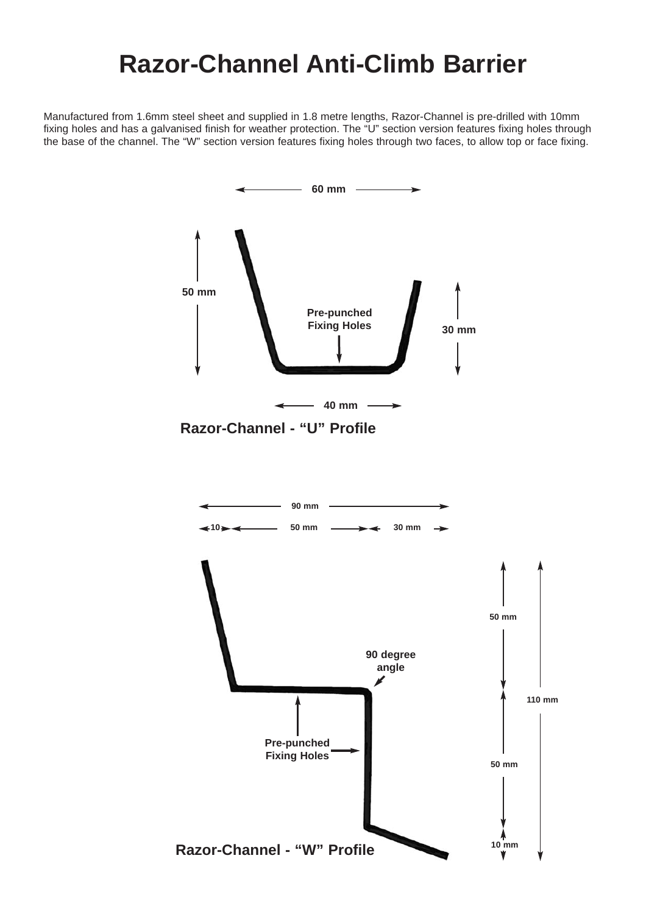# Razor-Channel Anti-Climb Barrier

Manufactured from 1.6mm steel sheet and supplied in 1.8 metre lengths, Razor-Channel is pre-drilled with 10mm fixing holes and has a galvanised finish for weather protection. The "U" section version features fixing holes through the base of the channel. The "W" section version features fixing holes through two faces, to allow top or face fixing.

60 mm

50 mm

Pre-punched Fixing Holes

30 mm

40 mm

**Razor-Channel - "U" Profile**

90 mm

10

50 mm

30 mm

50 mm

90 degree angle

110 mm

Pre-punched Fixing Holes

50 mm

10 mm

**Razor-Channel - "W" Profile**